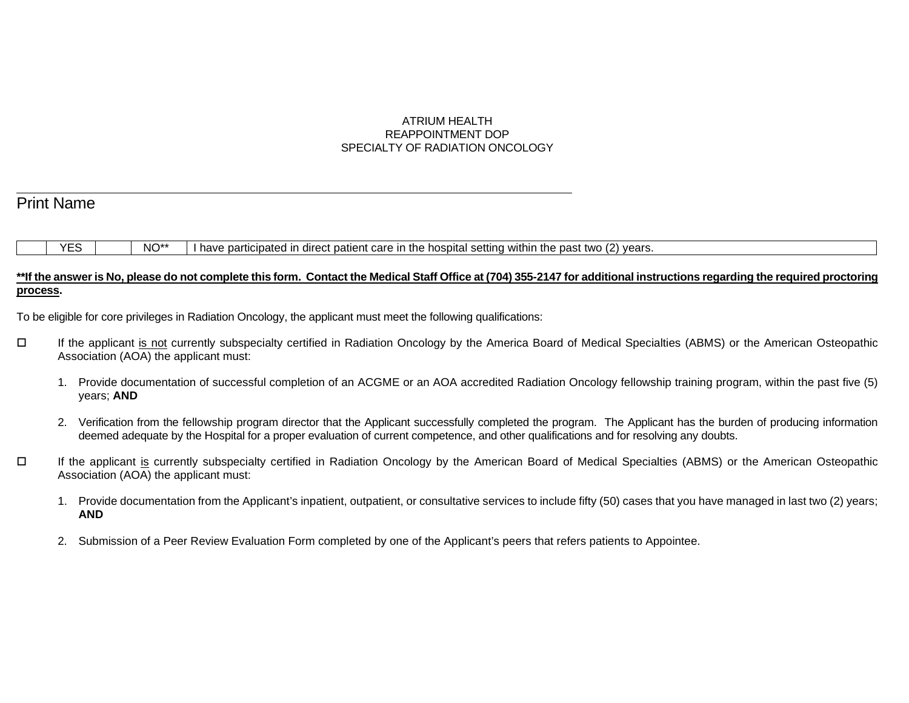ATRIUM HEALTH
REAPPOINTMENT DOP
SPECIALTY OF RADIATION ONCOLOGY

______________________________________________________________________

Print Name

| | YES | | NO** | I have participated in direct patient care in the hospital setting within the past two (2) years. |
|---|---|---|---|---|

**<u>**If the answer is No, please do not complete this form. Contact the Medical Staff Office at (704) 355-2147 for additional instructions regarding the required proctoring process</u>.**

To be eligible for core privileges in Radiation Oncology, the applicant must meet the following qualifications:

- ☐ If the applicant <u>is not</u> currently subspecialty certified in Radiation Oncology by the America Board of Medical Specialties (ABMS) or the American Osteopathic Association (AOA) the applicant must:

  1. Provide documentation of successful completion of an ACGME or an AOA accredited Radiation Oncology fellowship training program, within the past five (5) years; **AND**

  2. Verification from the fellowship program director that the Applicant successfully completed the program. The Applicant has the burden of producing information deemed adequate by the Hospital for a proper evaluation of current competence, and other qualifications and for resolving any doubts.

- ☐ If the applicant <u>is</u> currently subspecialty certified in Radiation Oncology by the American Board of Medical Specialties (ABMS) or the American Osteopathic Association (AOA) the applicant must:

  1. Provide documentation from the Applicant's inpatient, outpatient, or consultative services to include fifty (50) cases that you have managed in last two (2) years; **AND**

  2. Submission of a Peer Review Evaluation Form completed by one of the Applicant's peers that refers patients to Appointee.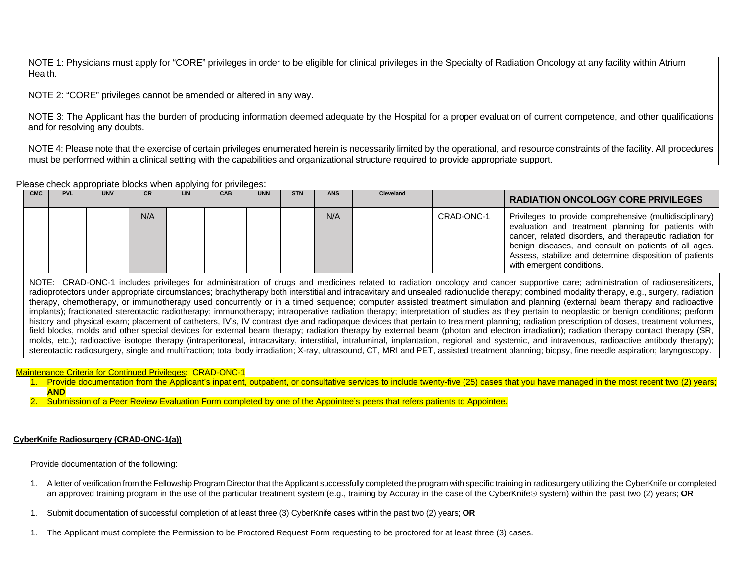NOTE 1: Physicians must apply for “CORE” privileges in order to be eligible for clinical privileges in the Specialty of Radiation Oncology at any facility within Atrium Health.

NOTE 2: “CORE” privileges cannot be amended or altered in any way.

NOTE 3: The Applicant has the burden of producing information deemed adequate by the Hospital for a proper evaluation of current competence, and other qualifications and for resolving any doubts.

NOTE 4: Please note that the exercise of certain privileges enumerated herein is necessarily limited by the operational, and resource constraints of the facility. All procedures must be performed within a clinical setting with the capabilities and organizational structure required to provide appropriate support.

Please check appropriate blocks when applying for privileges:

| CMC | PVL | UNV | CR | LIN | CAB | UNN | STN | ANS | Cleveland | | RADIATION ONCOLOGY CORE PRIVILEGES |
|---|---|---|---|---|---|---|---|---|---|---|---|
| | | | N/A | | | | | N/A | | CRAD-ONC-1 | Privileges to provide comprehensive (multidisciplinary) evaluation and treatment planning for patients with cancer, related disorders, and therapeutic radiation for benign diseases, and consult on patients of all ages. Assess, stabilize and determine disposition of patients with emergent conditions. |

NOTE: CRAD-ONC-1 includes privileges for administration of drugs and medicines related to radiation oncology and cancer supportive care; administration of radiosensitizers, radioprotectors under appropriate circumstances; brachytherapy both interstitial and intracavitary and unsealed radionuclide therapy; combined modality therapy, e.g., surgery, radiation therapy, chemotherapy, or immunotherapy used concurrently or in a timed sequence; computer assisted treatment simulation and planning (external beam therapy and radioactive implants); fractionated stereotactic radiotherapy; immunotherapy; intraoperative radiation therapy; interpretation of studies as they pertain to neoplastic or benign conditions; perform history and physical exam; placement of catheters, IV's, IV contrast dye and radiopaque devices that pertain to treatment planning; radiation prescription of doses, treatment volumes, field blocks, molds and other special devices for external beam therapy; radiation therapy by external beam (photon and electron irradiation); radiation therapy contact therapy (SR, molds, etc.); radioactive isotope therapy (intraperitoneal, intracavitary, interstitial, intraluminal, implantation, regional and systemic, and intravenous, radioactive antibody therapy); stereotactic radiosurgery, single and multifraction; total body irradiation; X-ray, ultrasound, CT, MRI and PET, assisted treatment planning; biopsy, fine needle aspiration; laryngoscopy.

Maintenance Criteria for Continued Privileges: CRAD-ONC-1

1. Provide documentation from the Applicant's inpatient, outpatient, or consultative services to include twenty-five (25) cases that you have managed in the most recent two (2) years; **AND**
2. Submission of a Peer Review Evaluation Form completed by one of the Appointee's peers that refers patients to Appointee.

**CyberKnife Radiosurgery (CRAD-ONC-1(a))**

Provide documentation of the following:

1. A letter of verification from the Fellowship Program Director that the Applicant successfully completed the program with specific training in radiosurgery utilizing the CyberKnife or completed an approved training program in the use of the particular treatment system (e.g., training by Accuray in the case of the CyberKnife® system) within the past two (2) years; **OR**

1. Submit documentation of successful completion of at least three (3) CyberKnife cases within the past two (2) years; **OR**

1. The Applicant must complete the Permission to be Proctored Request Form requesting to be proctored for at least three (3) cases.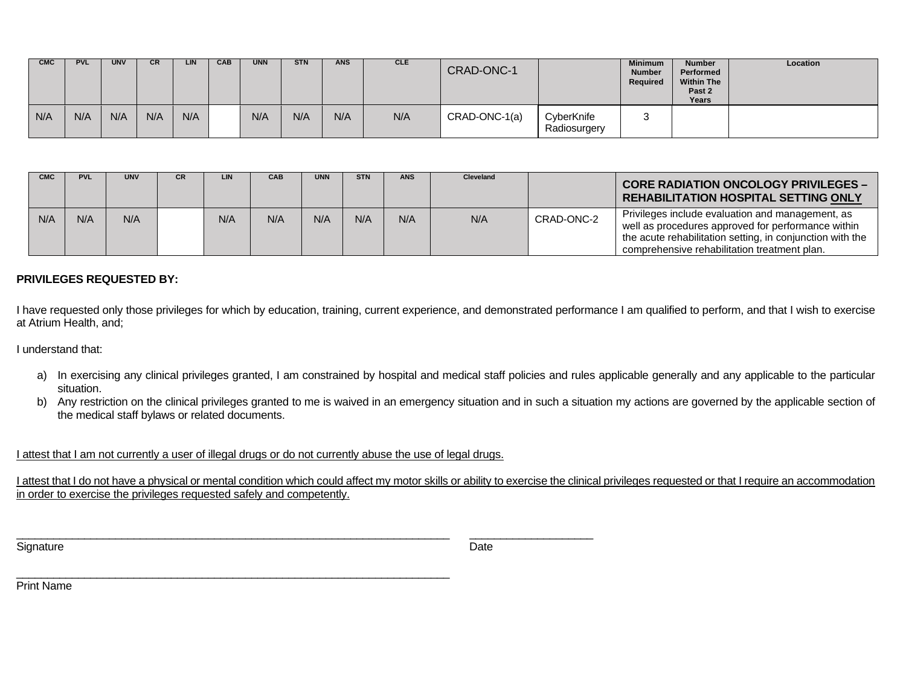| CMC | PVL | UNV | CR | LIN | CAB | UNN | STN | ANS | CLE | CRAD-ONC-1 | | Minimum Number Required | Number Performed Within The Past 2 Years | Location |
|---|---|---|---|---|---|---|---|---|---|---|---|---|---|---|
| N/A | N/A | N/A | N/A | N/A | | N/A | N/A | N/A | N/A | CRAD-ONC-1(a) | CyberKnife Radiosurgery | 3 | | |

| CMC | PVL | UNV | CR | LIN | CAB | UNN | STN | ANS | Cleveland | | **CORE RADIATION ONCOLOGY PRIVILEGES – REHABILITATION HOSPITAL SETTING ONLY** |
|---|---|---|---|---|---|---|---|---|---|---|---|
| N/A | N/A | N/A | | N/A | N/A | N/A | N/A | N/A | N/A | CRAD-ONC-2 | Privileges include evaluation and management, as well as procedures approved for performance within the acute rehabilitation setting, in conjunction with the comprehensive rehabilitation treatment plan. |

**PRIVILEGES REQUESTED BY:**

I have requested only those privileges for which by education, training, current experience, and demonstrated performance I am qualified to perform, and that I wish to exercise at Atrium Health, and;

I understand that:

a) In exercising any clinical privileges granted, I am constrained by hospital and medical staff policies and rules applicable generally and any applicable to the particular situation.
b) Any restriction on the clinical privileges granted to me is waived in an emergency situation and in such a situation my actions are governed by the applicable section of the medical staff bylaws or related documents.

I attest that I am not currently a user of illegal drugs or do not currently abuse the use of legal drugs.

I attest that I do not have a physical or mental condition which could affect my motor skills or ability to exercise the clinical privileges requested or that I require an accommodation in order to exercise the privileges requested safely and competently.

\_\_\_\_\_\_\_\_\_\_\_\_\_\_\_\_\_\_\_\_\_\_\_\_\_\_\_\_\_\_\_\_\_\_\_\_\_\_\_\_\_\_\_\_\_\_\_\_\_\_\_\_\_\_\_\_\_\_\_\_\_\_\_\_\_\_\_\_\_\_\_\_ \_\_\_\_\_\_\_\_\_\_\_\_\_\_\_\_\_\_\_\_
Signature Date

\_\_\_\_\_\_\_\_\_\_\_\_\_\_\_\_\_\_\_\_\_\_\_\_\_\_\_\_\_\_\_\_\_\_\_\_\_\_\_\_\_\_\_\_\_\_\_\_\_\_\_\_\_\_\_\_\_\_\_\_\_\_\_\_\_\_\_\_\_\_\_\_
Print Name